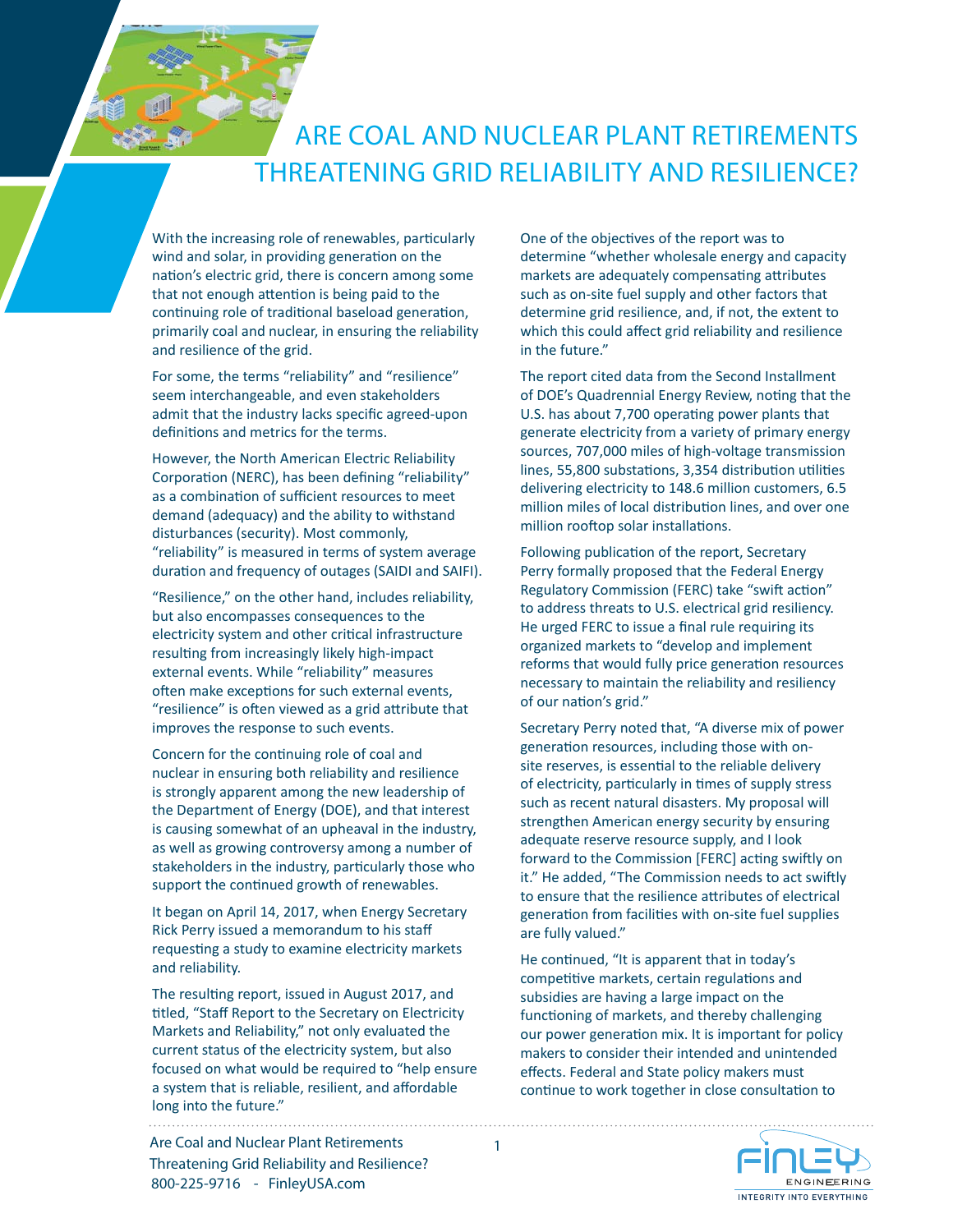# ARE COAL AND NUCLEAR PLANT RETIREMENTS THREATENING GRID RELIABILITY AND RESILIENCE?

With the increasing role of renewables, particularly wind and solar, in providing generation on the nation's electric grid, there is concern among some that not enough attention is being paid to the continuing role of traditional baseload generation, primarily coal and nuclear, in ensuring the reliability and resilience of the grid.

For some, the terms "reliability" and "resilience" seem interchangeable, and even stakeholders admit that the industry lacks specific agreed-upon definitions and metrics for the terms.

However, the North American Electric Reliability Corporation (NERC), has been defining "reliability" as a combination of sufficient resources to meet demand (adequacy) and the ability to withstand disturbances (security). Most commonly, "reliability" is measured in terms of system average duration and frequency of outages (SAIDI and SAIFI).

"Resilience," on the other hand, includes reliability, but also encompasses consequences to the electricity system and other critical infrastructure resulting from increasingly likely high-impact external events. While "reliability" measures often make exceptions for such external events, "resilience" is often viewed as a grid attribute that improves the response to such events.

Concern for the continuing role of coal and nuclear in ensuring both reliability and resilience is strongly apparent among the new leadership of the Department of Energy (DOE), and that interest is causing somewhat of an upheaval in the industry, as well as growing controversy among a number of stakeholders in the industry, particularly those who support the continued growth of renewables.

It began on April 14, 2017, when Energy Secretary Rick Perry issued a memorandum to his staff requesting a study to examine electricity markets and reliability.

The resulting report, issued in August 2017, and titled, "Staff Report to the Secretary on Electricity Markets and Reliability," not only evaluated the current status of the electricity system, but also focused on what would be required to "help ensure a system that is reliable, resilient, and affordable long into the future."

One of the objectives of the report was to determine "whether wholesale energy and capacity markets are adequately compensating attributes such as on-site fuel supply and other factors that determine grid resilience, and, if not, the extent to which this could affect grid reliability and resilience in the future."

The report cited data from the Second Installment of DOE's Quadrennial Energy Review, noting that the U.S. has about 7,700 operating power plants that generate electricity from a variety of primary energy sources, 707,000 miles of high-voltage transmission lines, 55,800 substations, 3,354 distribution utilities delivering electricity to 148.6 million customers, 6.5 million miles of local distribution lines, and over one million rooftop solar installations.

Following publication of the report, Secretary Perry formally proposed that the Federal Energy Regulatory Commission (FERC) take "swift action" to address threats to U.S. electrical grid resiliency. He urged FERC to issue a final rule requiring its organized markets to "develop and implement reforms that would fully price generation resources necessary to maintain the reliability and resiliency of our nation's grid."

Secretary Perry noted that, "A diverse mix of power generation resources, including those with on-site reserves, is essential to the reliable delivery of electricity, particularly in times of supply stress such as recent natural disasters. My proposal will strengthen American energy security by ensuring adequate reserve resource supply, and I look forward to the Commission [FERC] acting swiftly on it." He added, "The Commission needs to act swiftly to ensure that the resilience attributes of electrical generation from facilities with on-site fuel supplies are fully valued."

He continued, "It is apparent that in today's competitive markets, certain regulations and subsidies are having a large impact on the functioning of markets, and thereby challenging our power generation mix. It is important for policy makers to consider their intended and unintended effects. Federal and State policy makers must continue to work together in close consultation to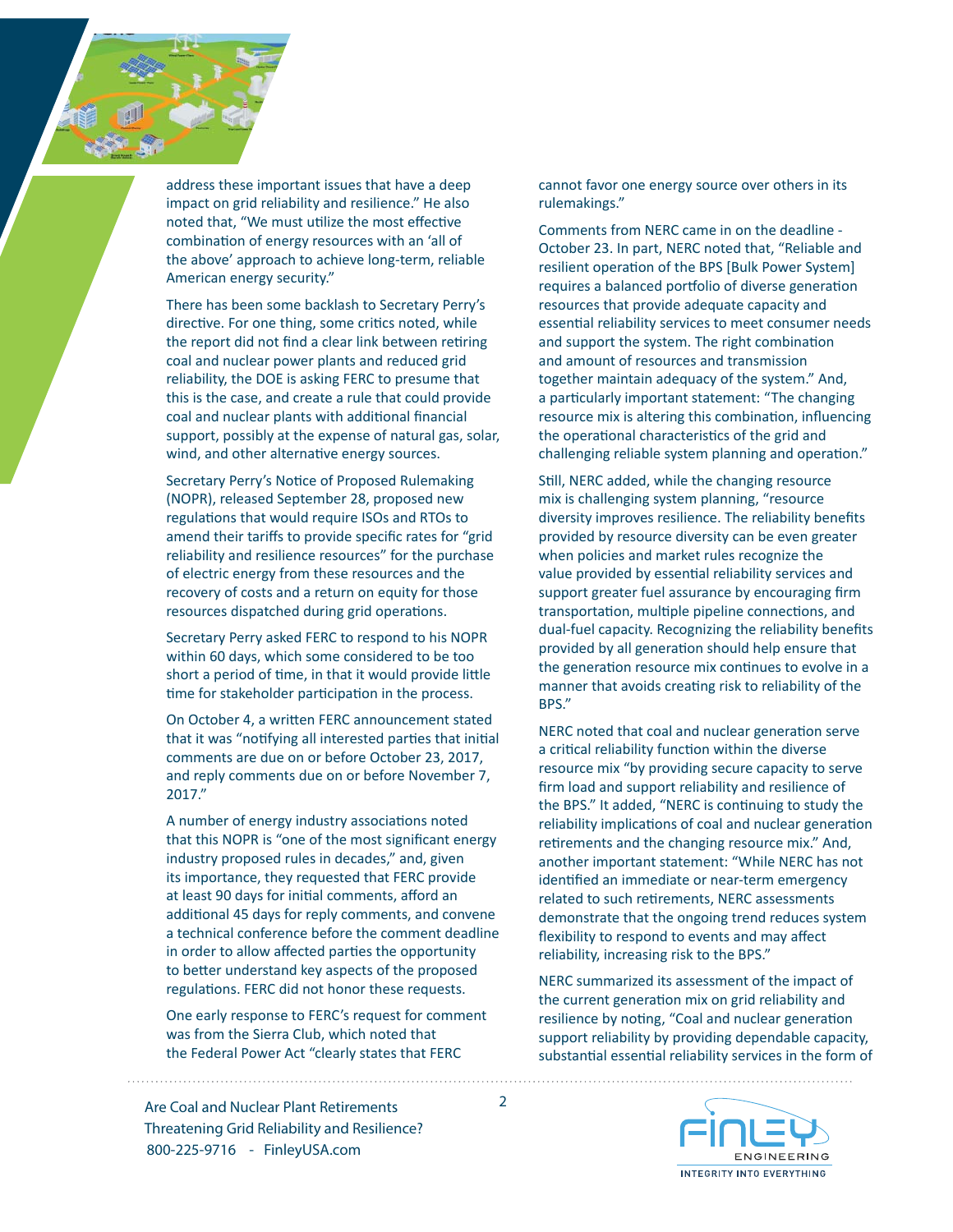address these important issues that have a deep impact on grid reliability and resilience." He also noted that, "We must utilize the most effective combination of energy resources with an 'all of the above' approach to achieve long-term, reliable American energy security."

There has been some backlash to Secretary Perry's directive. For one thing, some critics noted, while the report did not find a clear link between retiring coal and nuclear power plants and reduced grid reliability, the DOE is asking FERC to presume that this is the case, and create a rule that could provide coal and nuclear plants with additional financial support, possibly at the expense of natural gas, solar, wind, and other alternative energy sources.

Secretary Perry's Notice of Proposed Rulemaking (NOPR), released September 28, proposed new regulations that would require ISOs and RTOs to amend their tariffs to provide specific rates for "grid reliability and resilience resources" for the purchase of electric energy from these resources and the recovery of costs and a return on equity for those resources dispatched during grid operations.

Secretary Perry asked FERC to respond to his NOPR within 60 days, which some considered to be too short a period of time, in that it would provide little time for stakeholder participation in the process.

On October 4, a written FERC announcement stated that it was "notifying all interested parties that initial comments are due on or before October 23, 2017, and reply comments due on or before November 7, 2017."

A number of energy industry associations noted that this NOPR is "one of the most significant energy industry proposed rules in decades," and, given its importance, they requested that FERC provide at least 90 days for initial comments, afford an additional 45 days for reply comments, and convene a technical conference before the comment deadline in order to allow affected parties the opportunity to better understand key aspects of the proposed regulations. FERC did not honor these requests.

One early response to FERC's request for comment was from the Sierra Club, which noted that the Federal Power Act "clearly states that FERC cannot favor one energy source over others in its rulemakings."

Comments from NERC came in on the deadline - October 23. In part, NERC noted that, "Reliable and resilient operation of the BPS [Bulk Power System] requires a balanced portfolio of diverse generation resources that provide adequate capacity and essential reliability services to meet consumer needs and support the system. The right combination and amount of resources and transmission together maintain adequacy of the system." And, a particularly important statement: "The changing resource mix is altering this combination, influencing the operational characteristics of the grid and challenging reliable system planning and operation."

Still, NERC added, while the changing resource mix is challenging system planning, "resource diversity improves resilience. The reliability benefits provided by resource diversity can be even greater when policies and market rules recognize the value provided by essential reliability services and support greater fuel assurance by encouraging firm transportation, multiple pipeline connections, and dual-fuel capacity. Recognizing the reliability benefits provided by all generation should help ensure that the generation resource mix continues to evolve in a manner that avoids creating risk to reliability of the BPS."

NERC noted that coal and nuclear generation serve a critical reliability function within the diverse resource mix "by providing secure capacity to serve firm load and support reliability and resilience of the BPS." It added, "NERC is continuing to study the reliability implications of coal and nuclear generation retirements and the changing resource mix." And, another important statement: "While NERC has not identified an immediate or near-term emergency related to such retirements, NERC assessments demonstrate that the ongoing trend reduces system flexibility to respond to events and may affect reliability, increasing risk to the BPS."

NERC summarized its assessment of the impact of the current generation mix on grid reliability and resilience by noting, "Coal and nuclear generation support reliability by providing dependable capacity, substantial essential reliability services in the form of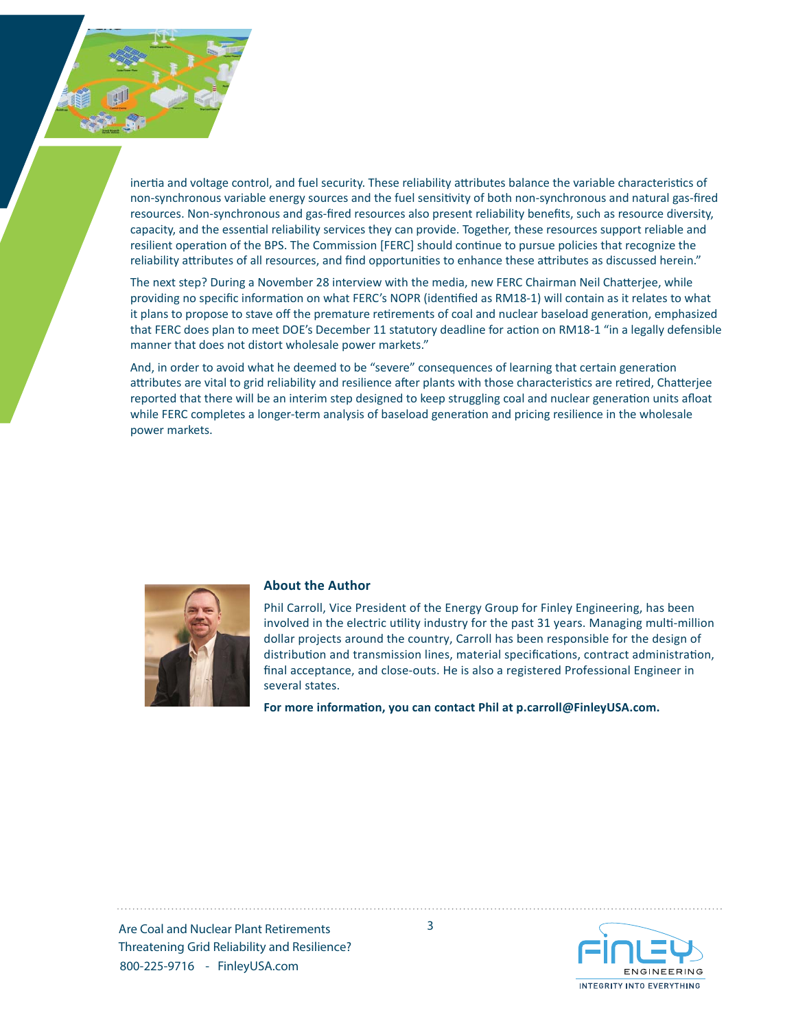inertia and voltage control, and fuel security. These reliability attributes balance the variable characteristics of non-synchronous variable energy sources and the fuel sensitivity of both non-synchronous and natural gas-fired resources. Non-synchronous and gas-fired resources also present reliability benefits, such as resource diversity, capacity, and the essential reliability services they can provide. Together, these resources support reliable and resilient operation of the BPS. The Commission [FERC] should continue to pursue policies that recognize the reliability attributes of all resources, and find opportunities to enhance these attributes as discussed herein."

The next step? During a November 28 interview with the media, new FERC Chairman Neil Chatterjee, while providing no specific information on what FERC's NOPR (identified as RM18-1) will contain as it relates to what it plans to propose to stave off the premature retirements of coal and nuclear baseload generation, emphasized that FERC does plan to meet DOE's December 11 statutory deadline for action on RM18-1 "in a legally defensible manner that does not distort wholesale power markets."

And, in order to avoid what he deemed to be "severe" consequences of learning that certain generation attributes are vital to grid reliability and resilience after plants with those characteristics are retired, Chatterjee reported that there will be an interim step designed to keep struggling coal and nuclear generation units afloat while FERC completes a longer-term analysis of baseload generation and pricing resilience in the wholesale power markets.

### About the Author

Phil Carroll, Vice President of the Energy Group for Finley Engineering, has been involved in the electric utility industry for the past 31 years. Managing multi-million dollar projects around the country, Carroll has been responsible for the design of distribution and transmission lines, material specifications, contract administration, final acceptance, and close-outs. He is also a registered Professional Engineer in several states.

**For more information, you can contact Phil at p.carroll@FinleyUSA.com.**